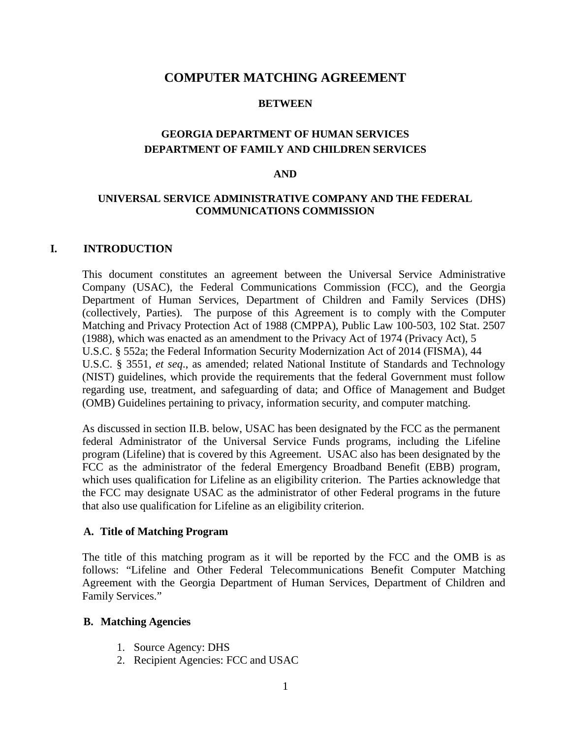# COMPUTER MATCHING AGREEMENT

**BETWEEN**

**GEORGIA DEPARTMENT OF HUMAN SERVICES**
**DEPARTMENT OF FAMILY AND CHILDREN SERVICES**

**AND**

**UNIVERSAL SERVICE ADMINISTRATIVE COMPANY AND THE FEDERAL COMMUNICATIONS COMMISSION**

## I. INTRODUCTION

This document constitutes an agreement between the Universal Service Administrative Company (USAC), the Federal Communications Commission (FCC), and the Georgia Department of Human Services, Department of Children and Family Services (DHS) (collectively, Parties). The purpose of this Agreement is to comply with the Computer Matching and Privacy Protection Act of 1988 (CMPPA), Public Law 100-503, 102 Stat. 2507 (1988), which was enacted as an amendment to the Privacy Act of 1974 (Privacy Act), 5 U.S.C. § 552a; the Federal Information Security Modernization Act of 2014 (FISMA), 44 U.S.C. § 3551, *et seq*., as amended; related National Institute of Standards and Technology (NIST) guidelines, which provide the requirements that the federal Government must follow regarding use, treatment, and safeguarding of data; and Office of Management and Budget (OMB) Guidelines pertaining to privacy, information security, and computer matching.

As discussed in section II.B. below, USAC has been designated by the FCC as the permanent federal Administrator of the Universal Service Funds programs, including the Lifeline program (Lifeline) that is covered by this Agreement. USAC also has been designated by the FCC as the administrator of the federal Emergency Broadband Benefit (EBB) program, which uses qualification for Lifeline as an eligibility criterion. The Parties acknowledge that the FCC may designate USAC as the administrator of other Federal programs in the future that also use qualification for Lifeline as an eligibility criterion.

### A. Title of Matching Program

The title of this matching program as it will be reported by the FCC and the OMB is as follows: "Lifeline and Other Federal Telecommunications Benefit Computer Matching Agreement with the Georgia Department of Human Services, Department of Children and Family Services."

### B. Matching Agencies

1. Source Agency: DHS
2. Recipient Agencies: FCC and USAC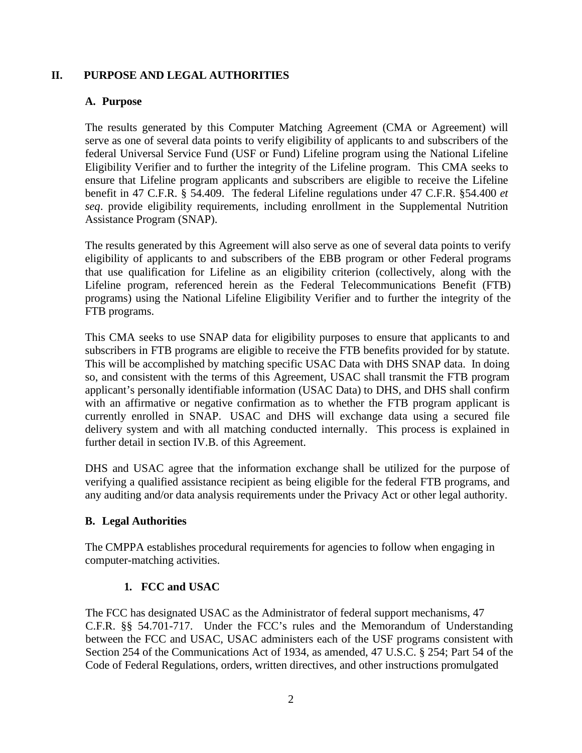## II. PURPOSE AND LEGAL AUTHORITIES

### A. Purpose

The results generated by this Computer Matching Agreement (CMA or Agreement) will serve as one of several data points to verify eligibility of applicants to and subscribers of the federal Universal Service Fund (USF or Fund) Lifeline program using the National Lifeline Eligibility Verifier and to further the integrity of the Lifeline program. This CMA seeks to ensure that Lifeline program applicants and subscribers are eligible to receive the Lifeline benefit in 47 C.F.R. § 54.409. The federal Lifeline regulations under 47 C.F.R. §54.400 *et seq*. provide eligibility requirements, including enrollment in the Supplemental Nutrition Assistance Program (SNAP).

The results generated by this Agreement will also serve as one of several data points to verify eligibility of applicants to and subscribers of the EBB program or other Federal programs that use qualification for Lifeline as an eligibility criterion (collectively, along with the Lifeline program, referenced herein as the Federal Telecommunications Benefit (FTB) programs) using the National Lifeline Eligibility Verifier and to further the integrity of the FTB programs.

This CMA seeks to use SNAP data for eligibility purposes to ensure that applicants to and subscribers in FTB programs are eligible to receive the FTB benefits provided for by statute. This will be accomplished by matching specific USAC Data with DHS SNAP data. In doing so, and consistent with the terms of this Agreement, USAC shall transmit the FTB program applicant's personally identifiable information (USAC Data) to DHS, and DHS shall confirm with an affirmative or negative confirmation as to whether the FTB program applicant is currently enrolled in SNAP. USAC and DHS will exchange data using a secured file delivery system and with all matching conducted internally. This process is explained in further detail in section IV.B. of this Agreement.

DHS and USAC agree that the information exchange shall be utilized for the purpose of verifying a qualified assistance recipient as being eligible for the federal FTB programs, and any auditing and/or data analysis requirements under the Privacy Act or other legal authority.

### B. Legal Authorities

The CMPPA establishes procedural requirements for agencies to follow when engaging in computer-matching activities.

#### 1. FCC and USAC

The FCC has designated USAC as the Administrator of federal support mechanisms, 47 C.F.R. §§ 54.701-717. Under the FCC's rules and the Memorandum of Understanding between the FCC and USAC, USAC administers each of the USF programs consistent with Section 254 of the Communications Act of 1934, as amended, 47 U.S.C. § 254; Part 54 of the Code of Federal Regulations, orders, written directives, and other instructions promulgated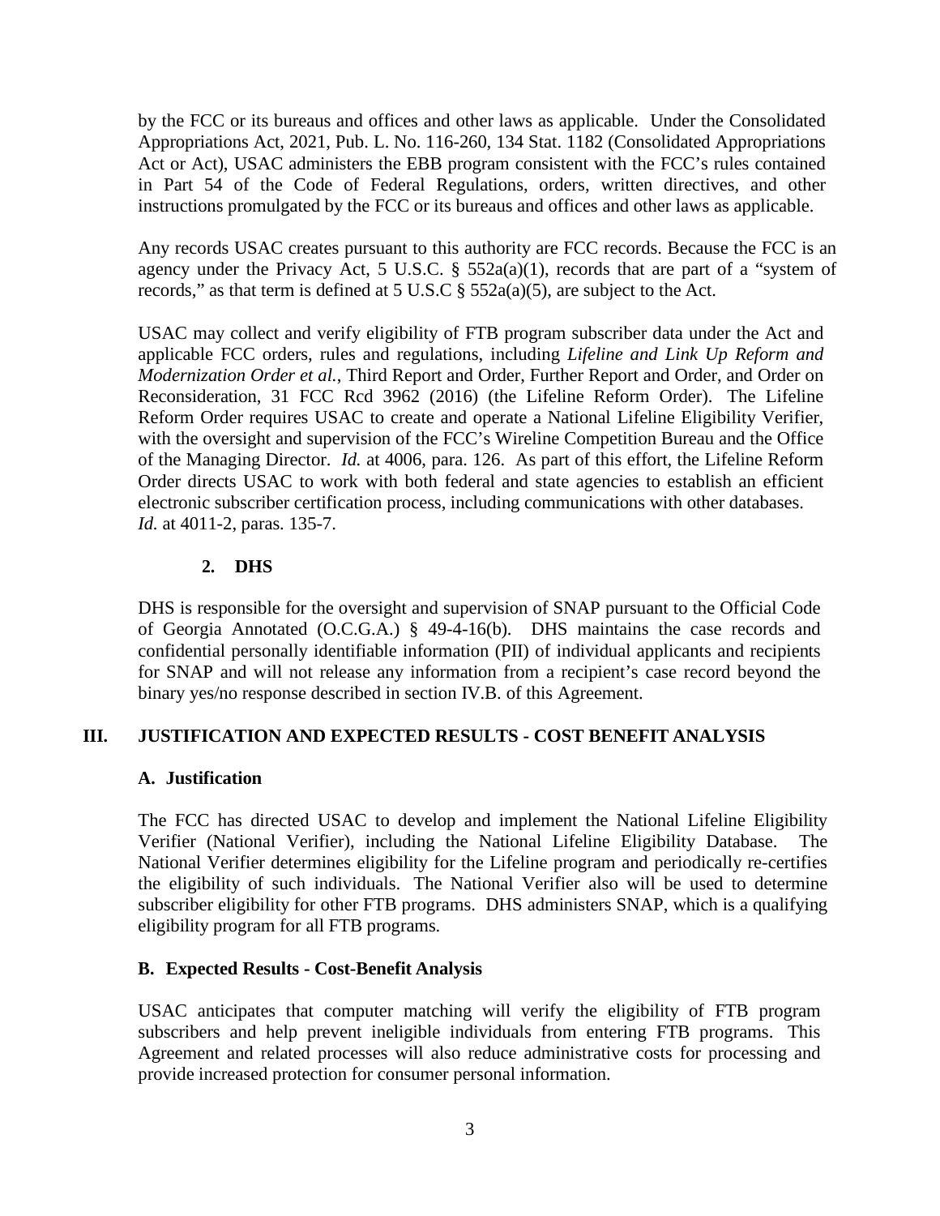by the FCC or its bureaus and offices and other laws as applicable. Under the Consolidated Appropriations Act, 2021, Pub. L. No. 116-260, 134 Stat. 1182 (Consolidated Appropriations Act or Act), USAC administers the EBB program consistent with the FCC's rules contained in Part 54 of the Code of Federal Regulations, orders, written directives, and other instructions promulgated by the FCC or its bureaus and offices and other laws as applicable.

Any records USAC creates pursuant to this authority are FCC records. Because the FCC is an agency under the Privacy Act, 5 U.S.C. § 552a(a)(1), records that are part of a "system of records," as that term is defined at 5 U.S.C § 552a(a)(5), are subject to the Act.

USAC may collect and verify eligibility of FTB program subscriber data under the Act and applicable FCC orders, rules and regulations, including *Lifeline and Link Up Reform and Modernization Order et al.*, Third Report and Order, Further Report and Order, and Order on Reconsideration, 31 FCC Rcd 3962 (2016) (the Lifeline Reform Order). The Lifeline Reform Order requires USAC to create and operate a National Lifeline Eligibility Verifier, with the oversight and supervision of the FCC's Wireline Competition Bureau and the Office of the Managing Director. *Id.* at 4006, para. 126. As part of this effort, the Lifeline Reform Order directs USAC to work with both federal and state agencies to establish an efficient electronic subscriber certification process, including communications with other databases. *Id.* at 4011-2, paras. 135-7.

### 2. DHS

DHS is responsible for the oversight and supervision of SNAP pursuant to the Official Code of Georgia Annotated (O.C.G.A.) § 49-4-16(b). DHS maintains the case records and confidential personally identifiable information (PII) of individual applicants and recipients for SNAP and will not release any information from a recipient's case record beyond the binary yes/no response described in section IV.B. of this Agreement.

## III. JUSTIFICATION AND EXPECTED RESULTS - COST BENEFIT ANALYSIS

### A. Justification

The FCC has directed USAC to develop and implement the National Lifeline Eligibility Verifier (National Verifier), including the National Lifeline Eligibility Database. The National Verifier determines eligibility for the Lifeline program and periodically re-certifies the eligibility of such individuals. The National Verifier also will be used to determine subscriber eligibility for other FTB programs. DHS administers SNAP, which is a qualifying eligibility program for all FTB programs.

### B. Expected Results - Cost-Benefit Analysis

USAC anticipates that computer matching will verify the eligibility of FTB program subscribers and help prevent ineligible individuals from entering FTB programs. This Agreement and related processes will also reduce administrative costs for processing and provide increased protection for consumer personal information.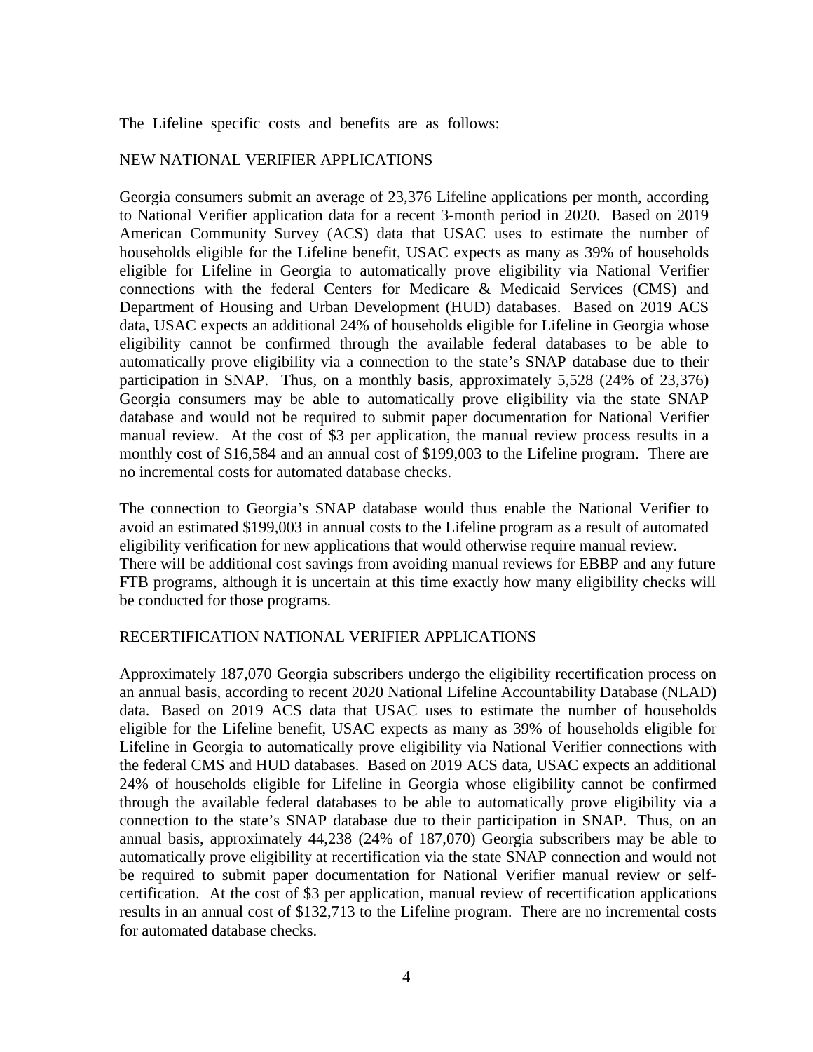The Lifeline specific costs and benefits are as follows:

NEW NATIONAL VERIFIER APPLICATIONS

Georgia consumers submit an average of 23,376 Lifeline applications per month, according to National Verifier application data for a recent 3-month period in 2020. Based on 2019 American Community Survey (ACS) data that USAC uses to estimate the number of households eligible for the Lifeline benefit, USAC expects as many as 39% of households eligible for Lifeline in Georgia to automatically prove eligibility via National Verifier connections with the federal Centers for Medicare & Medicaid Services (CMS) and Department of Housing and Urban Development (HUD) databases. Based on 2019 ACS data, USAC expects an additional 24% of households eligible for Lifeline in Georgia whose eligibility cannot be confirmed through the available federal databases to be able to automatically prove eligibility via a connection to the state's SNAP database due to their participation in SNAP. Thus, on a monthly basis, approximately 5,528 (24% of 23,376) Georgia consumers may be able to automatically prove eligibility via the state SNAP database and would not be required to submit paper documentation for National Verifier manual review. At the cost of $3 per application, the manual review process results in a monthly cost of $16,584 and an annual cost of $199,003 to the Lifeline program. There are no incremental costs for automated database checks.

The connection to Georgia's SNAP database would thus enable the National Verifier to avoid an estimated $199,003 in annual costs to the Lifeline program as a result of automated eligibility verification for new applications that would otherwise require manual review. There will be additional cost savings from avoiding manual reviews for EBBP and any future FTB programs, although it is uncertain at this time exactly how many eligibility checks will be conducted for those programs.

RECERTIFICATION NATIONAL VERIFIER APPLICATIONS

Approximately 187,070 Georgia subscribers undergo the eligibility recertification process on an annual basis, according to recent 2020 National Lifeline Accountability Database (NLAD) data. Based on 2019 ACS data that USAC uses to estimate the number of households eligible for the Lifeline benefit, USAC expects as many as 39% of households eligible for Lifeline in Georgia to automatically prove eligibility via National Verifier connections with the federal CMS and HUD databases. Based on 2019 ACS data, USAC expects an additional 24% of households eligible for Lifeline in Georgia whose eligibility cannot be confirmed through the available federal databases to be able to automatically prove eligibility via a connection to the state's SNAP database due to their participation in SNAP. Thus, on an annual basis, approximately 44,238 (24% of 187,070) Georgia subscribers may be able to automatically prove eligibility at recertification via the state SNAP connection and would not be required to submit paper documentation for National Verifier manual review or self-certification. At the cost of $3 per application, manual review of recertification applications results in an annual cost of $132,713 to the Lifeline program. There are no incremental costs for automated database checks.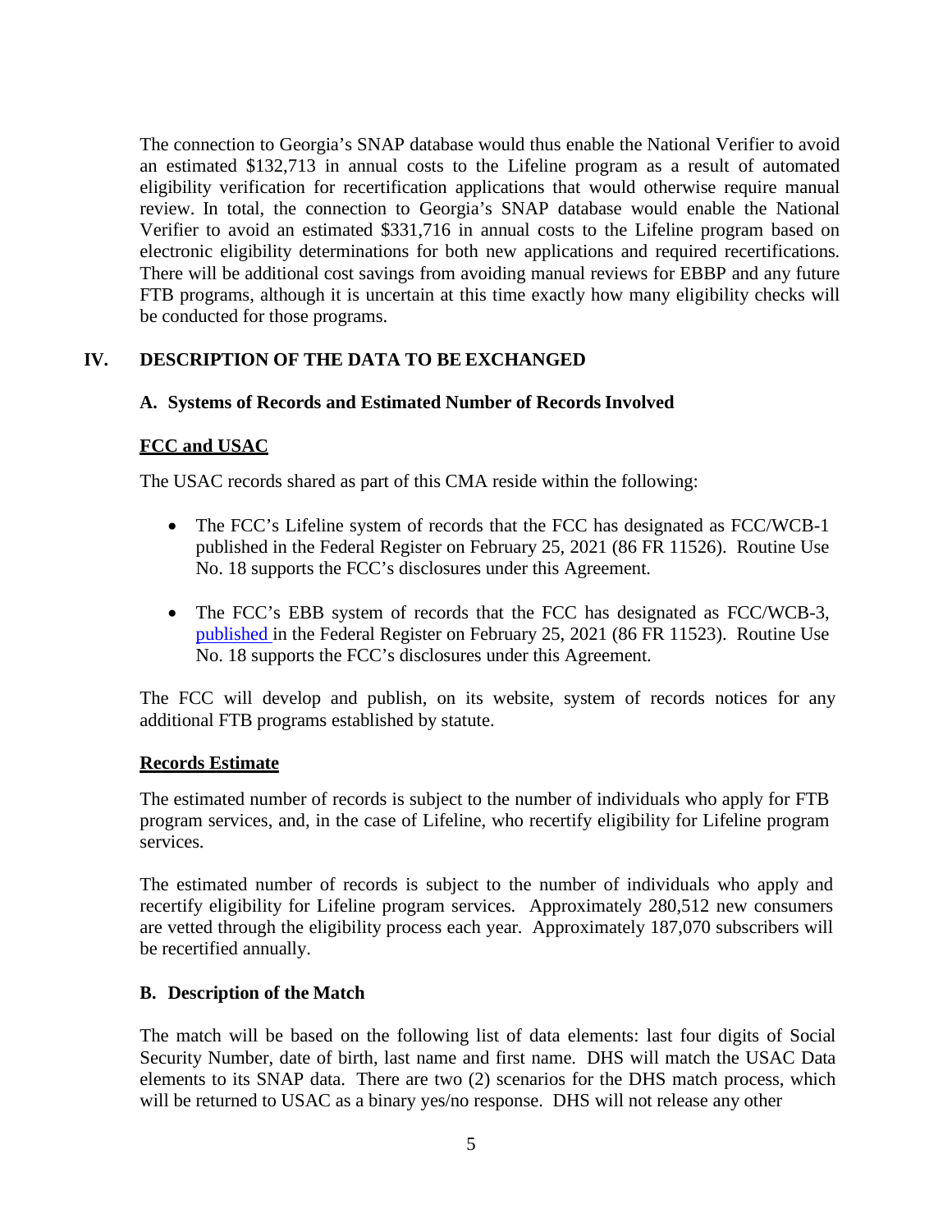The connection to Georgia's SNAP database would thus enable the National Verifier to avoid an estimated $132,713 in annual costs to the Lifeline program as a result of automated eligibility verification for recertification applications that would otherwise require manual review. In total, the connection to Georgia's SNAP database would enable the National Verifier to avoid an estimated $331,716 in annual costs to the Lifeline program based on electronic eligibility determinations for both new applications and required recertifications. There will be additional cost savings from avoiding manual reviews for EBBP and any future FTB programs, although it is uncertain at this time exactly how many eligibility checks will be conducted for those programs.

## IV. DESCRIPTION OF THE DATA TO BE EXCHANGED

### A. Systems of Records and Estimated Number of Records Involved

**FCC and USAC**

The USAC records shared as part of this CMA reside within the following:

- The FCC's Lifeline system of records that the FCC has designated as FCC/WCB-1 published in the Federal Register on February 25, 2021 (86 FR 11526). Routine Use No. 18 supports the FCC's disclosures under this Agreement.
- The FCC's EBB system of records that the FCC has designated as FCC/WCB-3, published in the Federal Register on February 25, 2021 (86 FR 11523). Routine Use No. 18 supports the FCC's disclosures under this Agreement.

The FCC will develop and publish, on its website, system of records notices for any additional FTB programs established by statute.

**Records Estimate**

The estimated number of records is subject to the number of individuals who apply for FTB program services, and, in the case of Lifeline, who recertify eligibility for Lifeline program services.

The estimated number of records is subject to the number of individuals who apply and recertify eligibility for Lifeline program services. Approximately 280,512 new consumers are vetted through the eligibility process each year. Approximately 187,070 subscribers will be recertified annually.

### B. Description of the Match

The match will be based on the following list of data elements: last four digits of Social Security Number, date of birth, last name and first name. DHS will match the USAC Data elements to its SNAP data. There are two (2) scenarios for the DHS match process, which will be returned to USAC as a binary yes/no response. DHS will not release any other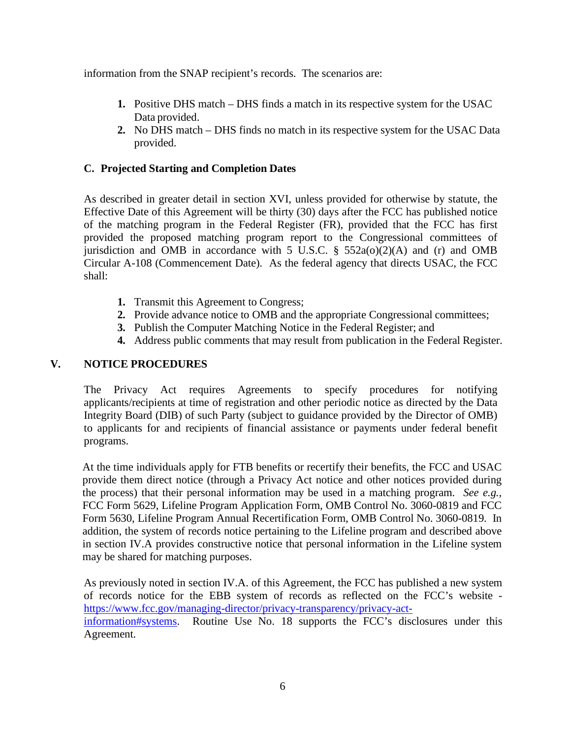information from the SNAP recipient's records. The scenarios are:

1. Positive DHS match – DHS finds a match in its respective system for the USAC Data provided.
2. No DHS match – DHS finds no match in its respective system for the USAC Data provided.

### C. Projected Starting and Completion Dates

As described in greater detail in section XVI, unless provided for otherwise by statute, the Effective Date of this Agreement will be thirty (30) days after the FCC has published notice of the matching program in the Federal Register (FR), provided that the FCC has first provided the proposed matching program report to the Congressional committees of jurisdiction and OMB in accordance with 5 U.S.C. § 552a(o)(2)(A) and (r) and OMB Circular A-108 (Commencement Date). As the federal agency that directs USAC, the FCC shall:

1. Transmit this Agreement to Congress;
2. Provide advance notice to OMB and the appropriate Congressional committees;
3. Publish the Computer Matching Notice in the Federal Register; and
4. Address public comments that may result from publication in the Federal Register.

## V. NOTICE PROCEDURES

The Privacy Act requires Agreements to specify procedures for notifying applicants/recipients at time of registration and other periodic notice as directed by the Data Integrity Board (DIB) of such Party (subject to guidance provided by the Director of OMB) to applicants for and recipients of financial assistance or payments under federal benefit programs.

At the time individuals apply for FTB benefits or recertify their benefits, the FCC and USAC provide them direct notice (through a Privacy Act notice and other notices provided during the process) that their personal information may be used in a matching program. *See e.g.*, FCC Form 5629, Lifeline Program Application Form, OMB Control No. 3060-0819 and FCC Form 5630, Lifeline Program Annual Recertification Form, OMB Control No. 3060-0819. In addition, the system of records notice pertaining to the Lifeline program and described above in section IV.A provides constructive notice that personal information in the Lifeline system may be shared for matching purposes.

As previously noted in section IV.A. of this Agreement, the FCC has published a new system of records notice for the EBB system of records as reflected on the FCC's website - [https://www.fcc.gov/managing-director/privacy-transparency/privacy-act-information#systems](https://www.fcc.gov/managing-director/privacy-transparency/privacy-act-information#systems). Routine Use No. 18 supports the FCC's disclosures under this Agreement.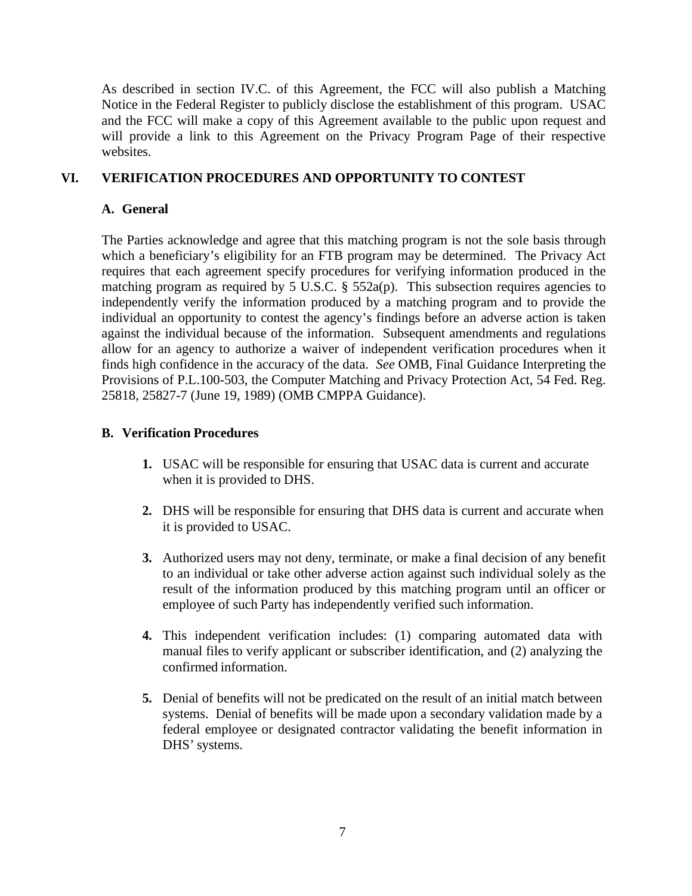As described in section IV.C. of this Agreement, the FCC will also publish a Matching Notice in the Federal Register to publicly disclose the establishment of this program. USAC and the FCC will make a copy of this Agreement available to the public upon request and will provide a link to this Agreement on the Privacy Program Page of their respective websites.

## VI. VERIFICATION PROCEDURES AND OPPORTUNITY TO CONTEST

### A. General

The Parties acknowledge and agree that this matching program is not the sole basis through which a beneficiary's eligibility for an FTB program may be determined. The Privacy Act requires that each agreement specify procedures for verifying information produced in the matching program as required by 5 U.S.C. § 552a(p). This subsection requires agencies to independently verify the information produced by a matching program and to provide the individual an opportunity to contest the agency's findings before an adverse action is taken against the individual because of the information. Subsequent amendments and regulations allow for an agency to authorize a waiver of independent verification procedures when it finds high confidence in the accuracy of the data. *See* OMB, Final Guidance Interpreting the Provisions of P.L.100-503, the Computer Matching and Privacy Protection Act, 54 Fed. Reg. 25818, 25827-7 (June 19, 1989) (OMB CMPPA Guidance).

### B. Verification Procedures

1. USAC will be responsible for ensuring that USAC data is current and accurate when it is provided to DHS.

2. DHS will be responsible for ensuring that DHS data is current and accurate when it is provided to USAC.

3. Authorized users may not deny, terminate, or make a final decision of any benefit to an individual or take other adverse action against such individual solely as the result of the information produced by this matching program until an officer or employee of such Party has independently verified such information.

4. This independent verification includes: (1) comparing automated data with manual files to verify applicant or subscriber identification, and (2) analyzing the confirmed information.

5. Denial of benefits will not be predicated on the result of an initial match between systems. Denial of benefits will be made upon a secondary validation made by a federal employee or designated contractor validating the benefit information in DHS' systems.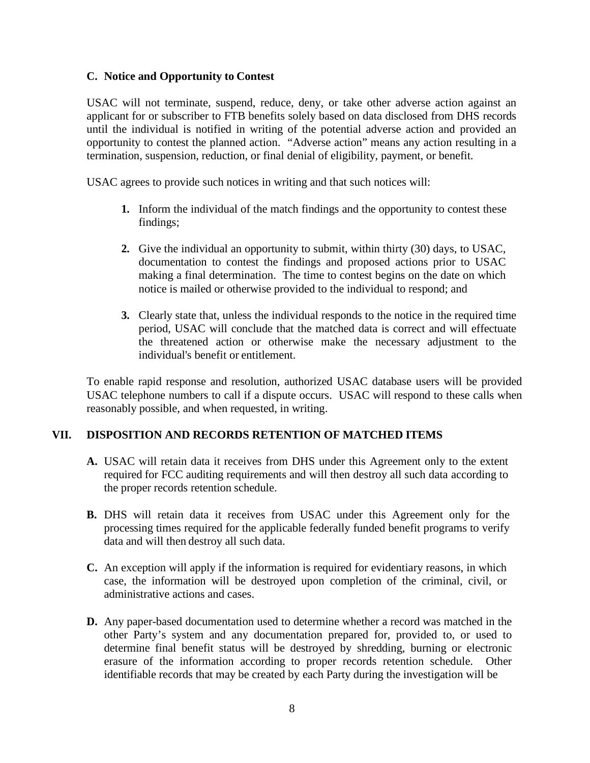### C. Notice and Opportunity to Contest

USAC will not terminate, suspend, reduce, deny, or take other adverse action against an applicant for or subscriber to FTB benefits solely based on data disclosed from DHS records until the individual is notified in writing of the potential adverse action and provided an opportunity to contest the planned action. "Adverse action" means any action resulting in a termination, suspension, reduction, or final denial of eligibility, payment, or benefit.

USAC agrees to provide such notices in writing and that such notices will:

1. Inform the individual of the match findings and the opportunity to contest these findings;

2. Give the individual an opportunity to submit, within thirty (30) days, to USAC, documentation to contest the findings and proposed actions prior to USAC making a final determination. The time to contest begins on the date on which notice is mailed or otherwise provided to the individual to respond; and

3. Clearly state that, unless the individual responds to the notice in the required time period, USAC will conclude that the matched data is correct and will effectuate the threatened action or otherwise make the necessary adjustment to the individual's benefit or entitlement.

To enable rapid response and resolution, authorized USAC database users will be provided USAC telephone numbers to call if a dispute occurs. USAC will respond to these calls when reasonably possible, and when requested, in writing.

## VII. DISPOSITION AND RECORDS RETENTION OF MATCHED ITEMS

**A.** USAC will retain data it receives from DHS under this Agreement only to the extent required for FCC auditing requirements and will then destroy all such data according to the proper records retention schedule.

**B.** DHS will retain data it receives from USAC under this Agreement only for the processing times required for the applicable federally funded benefit programs to verify data and will then destroy all such data.

**C.** An exception will apply if the information is required for evidentiary reasons, in which case, the information will be destroyed upon completion of the criminal, civil, or administrative actions and cases.

**D.** Any paper-based documentation used to determine whether a record was matched in the other Party's system and any documentation prepared for, provided to, or used to determine final benefit status will be destroyed by shredding, burning or electronic erasure of the information according to proper records retention schedule. Other identifiable records that may be created by each Party during the investigation will be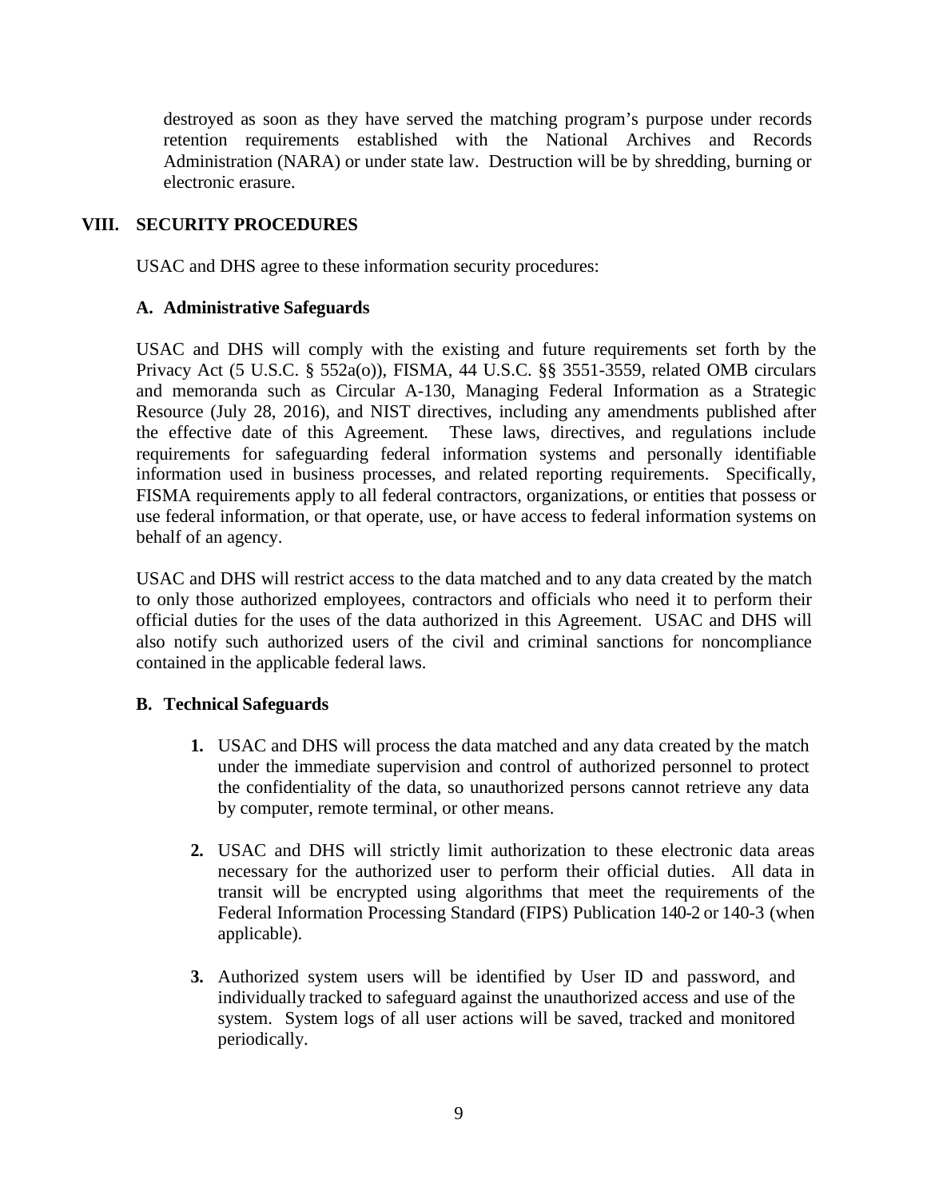destroyed as soon as they have served the matching program's purpose under records retention requirements established with the National Archives and Records Administration (NARA) or under state law. Destruction will be by shredding, burning or electronic erasure.

## VIII. SECURITY PROCEDURES

USAC and DHS agree to these information security procedures:

### A. Administrative Safeguards

USAC and DHS will comply with the existing and future requirements set forth by the Privacy Act (5 U.S.C. § 552a(o)), FISMA, 44 U.S.C. §§ 3551-3559, related OMB circulars and memoranda such as Circular A-130, Managing Federal Information as a Strategic Resource (July 28, 2016), and NIST directives, including any amendments published after the effective date of this Agreement. These laws, directives, and regulations include requirements for safeguarding federal information systems and personally identifiable information used in business processes, and related reporting requirements. Specifically, FISMA requirements apply to all federal contractors, organizations, or entities that possess or use federal information, or that operate, use, or have access to federal information systems on behalf of an agency.

USAC and DHS will restrict access to the data matched and to any data created by the match to only those authorized employees, contractors and officials who need it to perform their official duties for the uses of the data authorized in this Agreement. USAC and DHS will also notify such authorized users of the civil and criminal sanctions for noncompliance contained in the applicable federal laws.

### B. Technical Safeguards

1. USAC and DHS will process the data matched and any data created by the match under the immediate supervision and control of authorized personnel to protect the confidentiality of the data, so unauthorized persons cannot retrieve any data by computer, remote terminal, or other means.

2. USAC and DHS will strictly limit authorization to these electronic data areas necessary for the authorized user to perform their official duties. All data in transit will be encrypted using algorithms that meet the requirements of the Federal Information Processing Standard (FIPS) Publication 140-2 or 140-3 (when applicable).

3. Authorized system users will be identified by User ID and password, and individually tracked to safeguard against the unauthorized access and use of the system. System logs of all user actions will be saved, tracked and monitored periodically.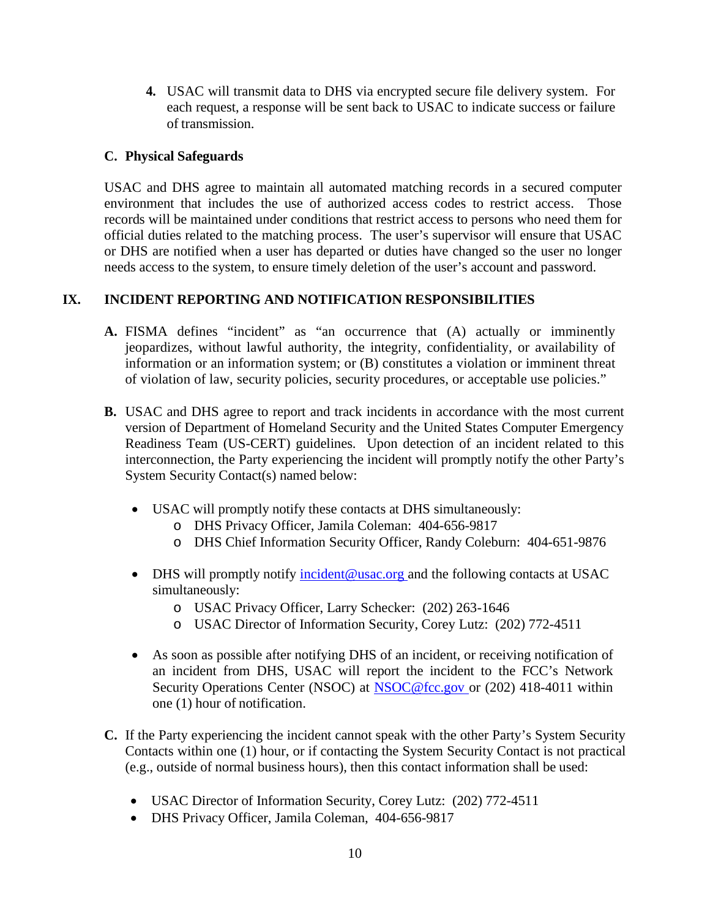4. USAC will transmit data to DHS via encrypted secure file delivery system. For each request, a response will be sent back to USAC to indicate success or failure of transmission.

### C. Physical Safeguards

USAC and DHS agree to maintain all automated matching records in a secured computer environment that includes the use of authorized access codes to restrict access. Those records will be maintained under conditions that restrict access to persons who need them for official duties related to the matching process. The user's supervisor will ensure that USAC or DHS are notified when a user has departed or duties have changed so the user no longer needs access to the system, to ensure timely deletion of the user's account and password.

## IX. INCIDENT REPORTING AND NOTIFICATION RESPONSIBILITIES

**A.** FISMA defines "incident" as "an occurrence that (A) actually or imminently jeopardizes, without lawful authority, the integrity, confidentiality, or availability of information or an information system; or (B) constitutes a violation or imminent threat of violation of law, security policies, security procedures, or acceptable use policies."

**B.** USAC and DHS agree to report and track incidents in accordance with the most current version of Department of Homeland Security and the United States Computer Emergency Readiness Team (US-CERT) guidelines. Upon detection of an incident related to this interconnection, the Party experiencing the incident will promptly notify the other Party's System Security Contact(s) named below:

- USAC will promptly notify these contacts at DHS simultaneously:
  - DHS Privacy Officer, Jamila Coleman: 404-656-9817
  - DHS Chief Information Security Officer, Randy Coleburn: 404-651-9876

- DHS will promptly notify incident@usac.org and the following contacts at USAC simultaneously:
  - USAC Privacy Officer, Larry Schecker: (202) 263-1646
  - USAC Director of Information Security, Corey Lutz: (202) 772-4511

- As soon as possible after notifying DHS of an incident, or receiving notification of an incident from DHS, USAC will report the incident to the FCC's Network Security Operations Center (NSOC) at NSOC@fcc.gov or (202) 418-4011 within one (1) hour of notification.

**C.** If the Party experiencing the incident cannot speak with the other Party's System Security Contacts within one (1) hour, or if contacting the System Security Contact is not practical (e.g., outside of normal business hours), then this contact information shall be used:

- USAC Director of Information Security, Corey Lutz: (202) 772-4511
- DHS Privacy Officer, Jamila Coleman, 404-656-9817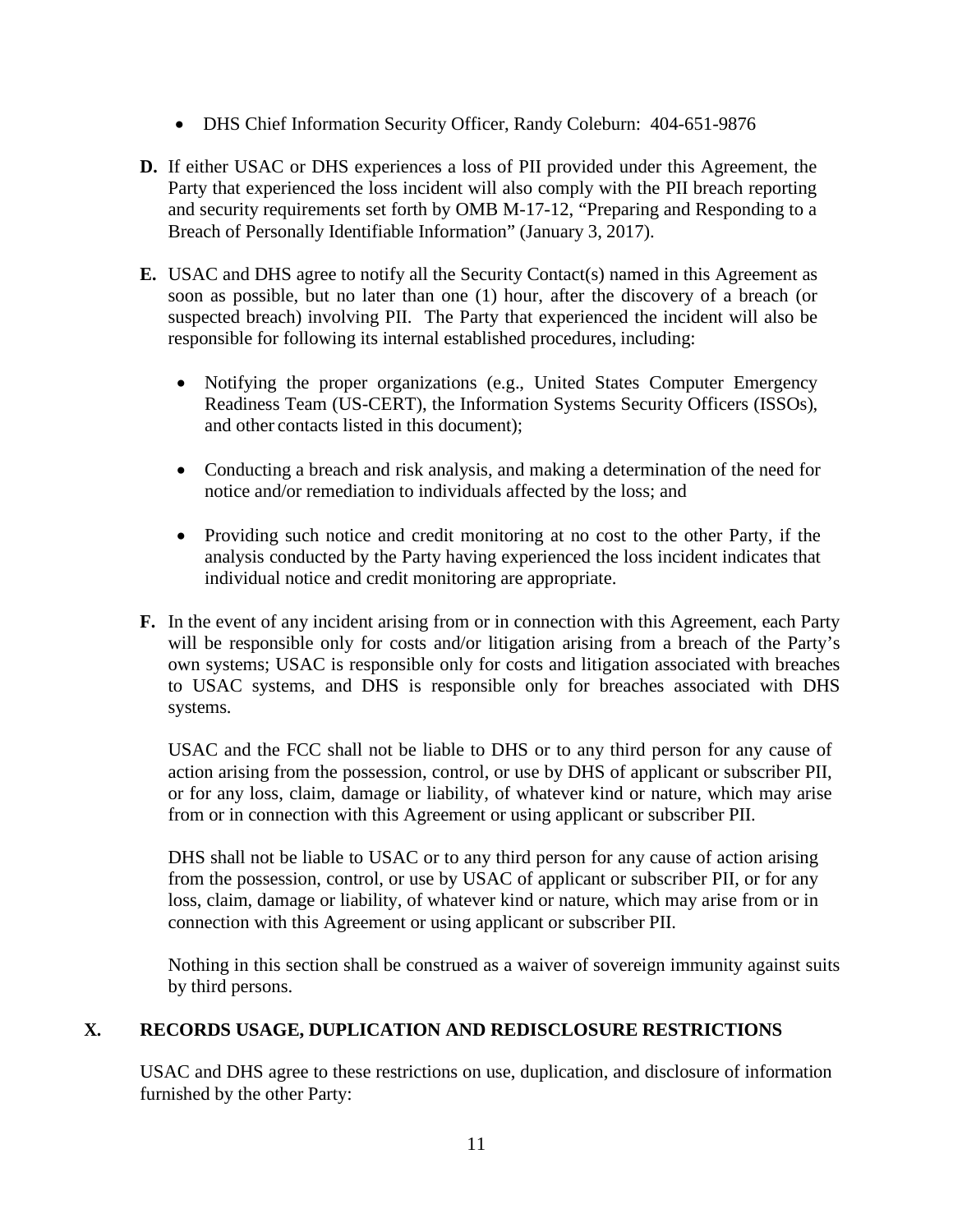- DHS Chief Information Security Officer, Randy Coleburn: 404-651-9876

**D.** If either USAC or DHS experiences a loss of PII provided under this Agreement, the Party that experienced the loss incident will also comply with the PII breach reporting and security requirements set forth by OMB M-17-12, "Preparing and Responding to a Breach of Personally Identifiable Information" (January 3, 2017).

**E.** USAC and DHS agree to notify all the Security Contact(s) named in this Agreement as soon as possible, but no later than one (1) hour, after the discovery of a breach (or suspected breach) involving PII. The Party that experienced the incident will also be responsible for following its internal established procedures, including:

- Notifying the proper organizations (e.g., United States Computer Emergency Readiness Team (US-CERT), the Information Systems Security Officers (ISSOs), and other contacts listed in this document);
- Conducting a breach and risk analysis, and making a determination of the need for notice and/or remediation to individuals affected by the loss; and
- Providing such notice and credit monitoring at no cost to the other Party, if the analysis conducted by the Party having experienced the loss incident indicates that individual notice and credit monitoring are appropriate.

**F.** In the event of any incident arising from or in connection with this Agreement, each Party will be responsible only for costs and/or litigation arising from a breach of the Party's own systems; USAC is responsible only for costs and litigation associated with breaches to USAC systems, and DHS is responsible only for breaches associated with DHS systems.

USAC and the FCC shall not be liable to DHS or to any third person for any cause of action arising from the possession, control, or use by DHS of applicant or subscriber PII, or for any loss, claim, damage or liability, of whatever kind or nature, which may arise from or in connection with this Agreement or using applicant or subscriber PII.

DHS shall not be liable to USAC or to any third person for any cause of action arising from the possession, control, or use by USAC of applicant or subscriber PII, or for any loss, claim, damage or liability, of whatever kind or nature, which may arise from or in connection with this Agreement or using applicant or subscriber PII.

Nothing in this section shall be construed as a waiver of sovereign immunity against suits by third persons.

## X. RECORDS USAGE, DUPLICATION AND REDISCLOSURE RESTRICTIONS

USAC and DHS agree to these restrictions on use, duplication, and disclosure of information furnished by the other Party: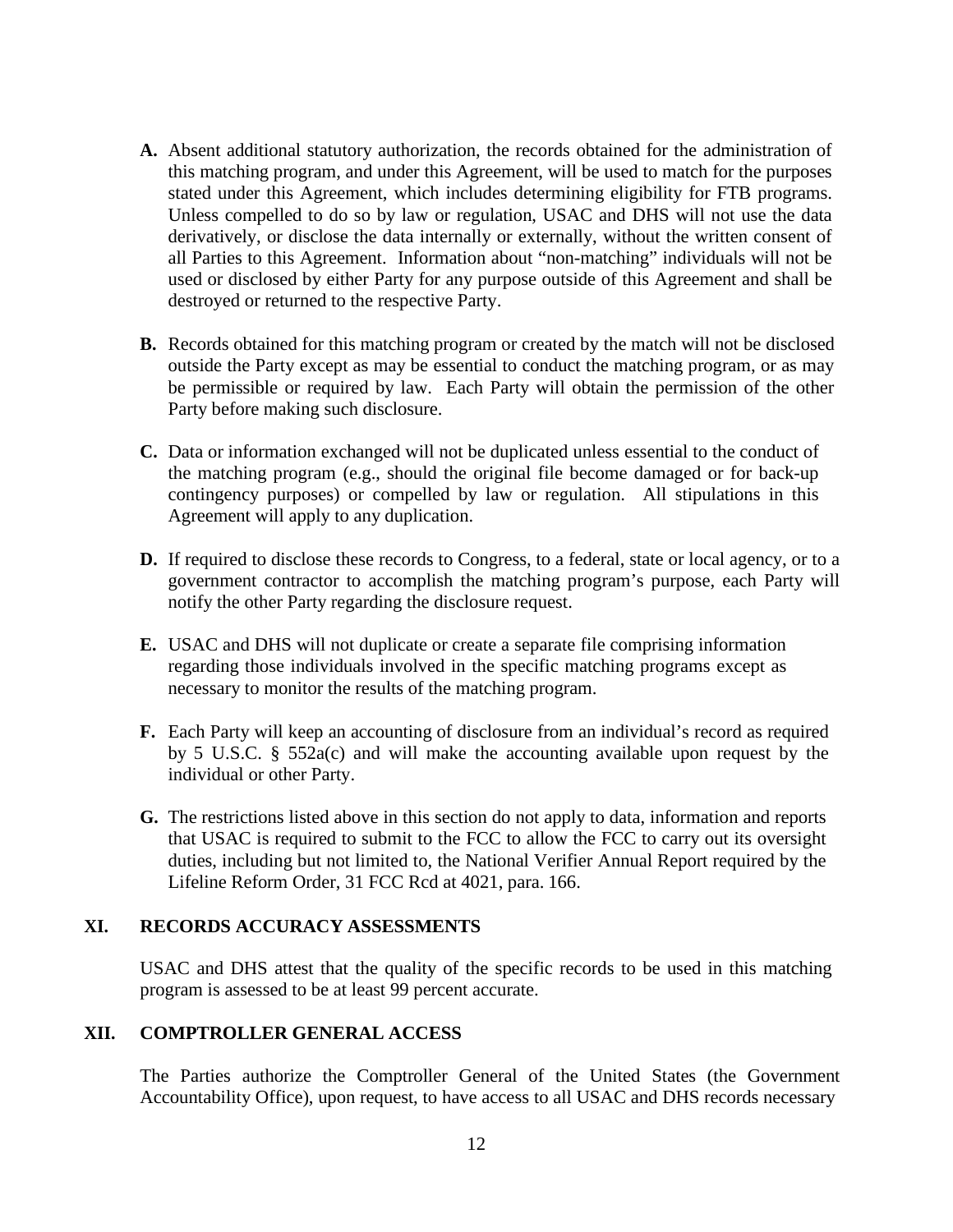**A.** Absent additional statutory authorization, the records obtained for the administration of this matching program, and under this Agreement, will be used to match for the purposes stated under this Agreement, which includes determining eligibility for FTB programs. Unless compelled to do so by law or regulation, USAC and DHS will not use the data derivatively, or disclose the data internally or externally, without the written consent of all Parties to this Agreement. Information about "non-matching" individuals will not be used or disclosed by either Party for any purpose outside of this Agreement and shall be destroyed or returned to the respective Party.

**B.** Records obtained for this matching program or created by the match will not be disclosed outside the Party except as may be essential to conduct the matching program, or as may be permissible or required by law. Each Party will obtain the permission of the other Party before making such disclosure.

**C.** Data or information exchanged will not be duplicated unless essential to the conduct of the matching program (e.g., should the original file become damaged or for back-up contingency purposes) or compelled by law or regulation. All stipulations in this Agreement will apply to any duplication.

**D.** If required to disclose these records to Congress, to a federal, state or local agency, or to a government contractor to accomplish the matching program's purpose, each Party will notify the other Party regarding the disclosure request.

**E.** USAC and DHS will not duplicate or create a separate file comprising information regarding those individuals involved in the specific matching programs except as necessary to monitor the results of the matching program.

**F.** Each Party will keep an accounting of disclosure from an individual's record as required by 5 U.S.C. § 552a(c) and will make the accounting available upon request by the individual or other Party.

**G.** The restrictions listed above in this section do not apply to data, information and reports that USAC is required to submit to the FCC to allow the FCC to carry out its oversight duties, including but not limited to, the National Verifier Annual Report required by the Lifeline Reform Order, 31 FCC Rcd at 4021, para. 166.

## XI. RECORDS ACCURACY ASSESSMENTS

USAC and DHS attest that the quality of the specific records to be used in this matching program is assessed to be at least 99 percent accurate.

## XII. COMPTROLLER GENERAL ACCESS

The Parties authorize the Comptroller General of the United States (the Government Accountability Office), upon request, to have access to all USAC and DHS records necessary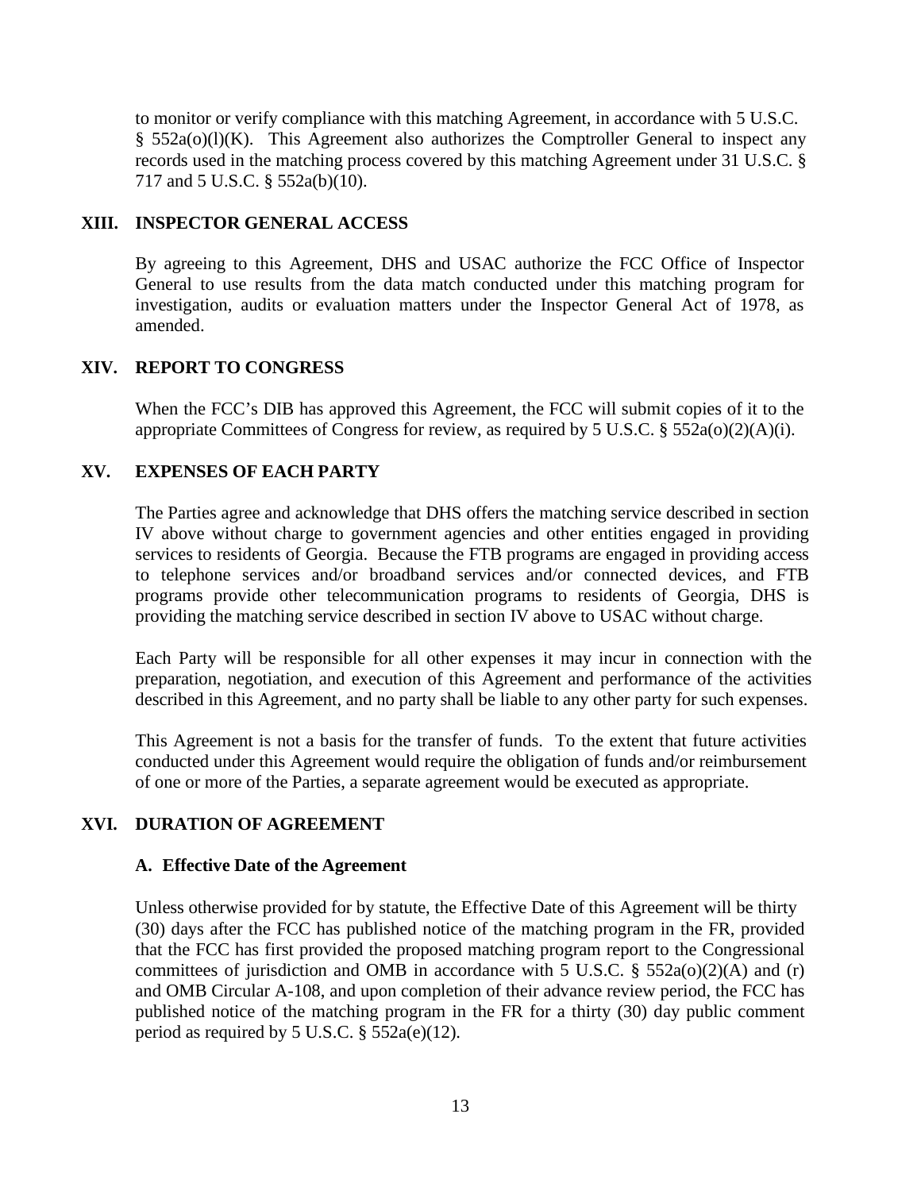to monitor or verify compliance with this matching Agreement, in accordance with 5 U.S.C. § 552a(o)(l)(K). This Agreement also authorizes the Comptroller General to inspect any records used in the matching process covered by this matching Agreement under 31 U.S.C. § 717 and 5 U.S.C. § 552a(b)(10).

## XIII. INSPECTOR GENERAL ACCESS

By agreeing to this Agreement, DHS and USAC authorize the FCC Office of Inspector General to use results from the data match conducted under this matching program for investigation, audits or evaluation matters under the Inspector General Act of 1978, as amended.

## XIV. REPORT TO CONGRESS

When the FCC's DIB has approved this Agreement, the FCC will submit copies of it to the appropriate Committees of Congress for review, as required by 5 U.S.C. § 552a(o)(2)(A)(i).

## XV. EXPENSES OF EACH PARTY

The Parties agree and acknowledge that DHS offers the matching service described in section IV above without charge to government agencies and other entities engaged in providing services to residents of Georgia. Because the FTB programs are engaged in providing access to telephone services and/or broadband services and/or connected devices, and FTB programs provide other telecommunication programs to residents of Georgia, DHS is providing the matching service described in section IV above to USAC without charge.

Each Party will be responsible for all other expenses it may incur in connection with the preparation, negotiation, and execution of this Agreement and performance of the activities described in this Agreement, and no party shall be liable to any other party for such expenses.

This Agreement is not a basis for the transfer of funds. To the extent that future activities conducted under this Agreement would require the obligation of funds and/or reimbursement of one or more of the Parties, a separate agreement would be executed as appropriate.

## XVI. DURATION OF AGREEMENT

### A. Effective Date of the Agreement

Unless otherwise provided for by statute, the Effective Date of this Agreement will be thirty (30) days after the FCC has published notice of the matching program in the FR, provided that the FCC has first provided the proposed matching program report to the Congressional committees of jurisdiction and OMB in accordance with 5 U.S.C. § 552a(o)(2)(A) and (r) and OMB Circular A-108, and upon completion of their advance review period, the FCC has published notice of the matching program in the FR for a thirty (30) day public comment period as required by 5 U.S.C. § 552a(e)(12).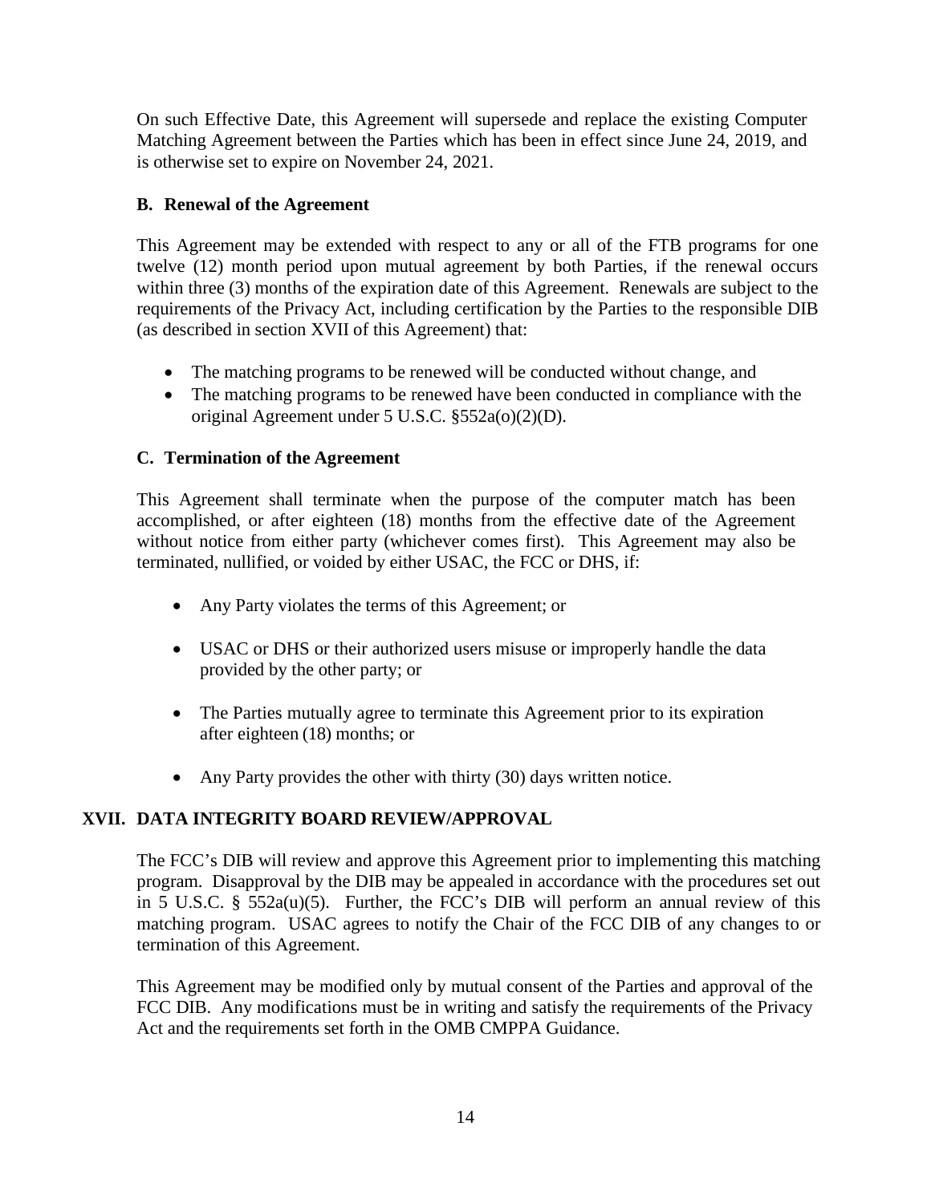On such Effective Date, this Agreement will supersede and replace the existing Computer Matching Agreement between the Parties which has been in effect since June 24, 2019, and is otherwise set to expire on November 24, 2021.

### B. Renewal of the Agreement

This Agreement may be extended with respect to any or all of the FTB programs for one twelve (12) month period upon mutual agreement by both Parties, if the renewal occurs within three (3) months of the expiration date of this Agreement. Renewals are subject to the requirements of the Privacy Act, including certification by the Parties to the responsible DIB (as described in section XVII of this Agreement) that:

- The matching programs to be renewed will be conducted without change, and
- The matching programs to be renewed have been conducted in compliance with the original Agreement under 5 U.S.C. §552a(o)(2)(D).

### C. Termination of the Agreement

This Agreement shall terminate when the purpose of the computer match has been accomplished, or after eighteen (18) months from the effective date of the Agreement without notice from either party (whichever comes first). This Agreement may also be terminated, nullified, or voided by either USAC, the FCC or DHS, if:

- Any Party violates the terms of this Agreement; or
- USAC or DHS or their authorized users misuse or improperly handle the data provided by the other party; or
- The Parties mutually agree to terminate this Agreement prior to its expiration after eighteen (18) months; or
- Any Party provides the other with thirty (30) days written notice.

## XVII. DATA INTEGRITY BOARD REVIEW/APPROVAL

The FCC's DIB will review and approve this Agreement prior to implementing this matching program. Disapproval by the DIB may be appealed in accordance with the procedures set out in 5 U.S.C. § 552a(u)(5). Further, the FCC's DIB will perform an annual review of this matching program. USAC agrees to notify the Chair of the FCC DIB of any changes to or termination of this Agreement.

This Agreement may be modified only by mutual consent of the Parties and approval of the FCC DIB. Any modifications must be in writing and satisfy the requirements of the Privacy Act and the requirements set forth in the OMB CMPPA Guidance.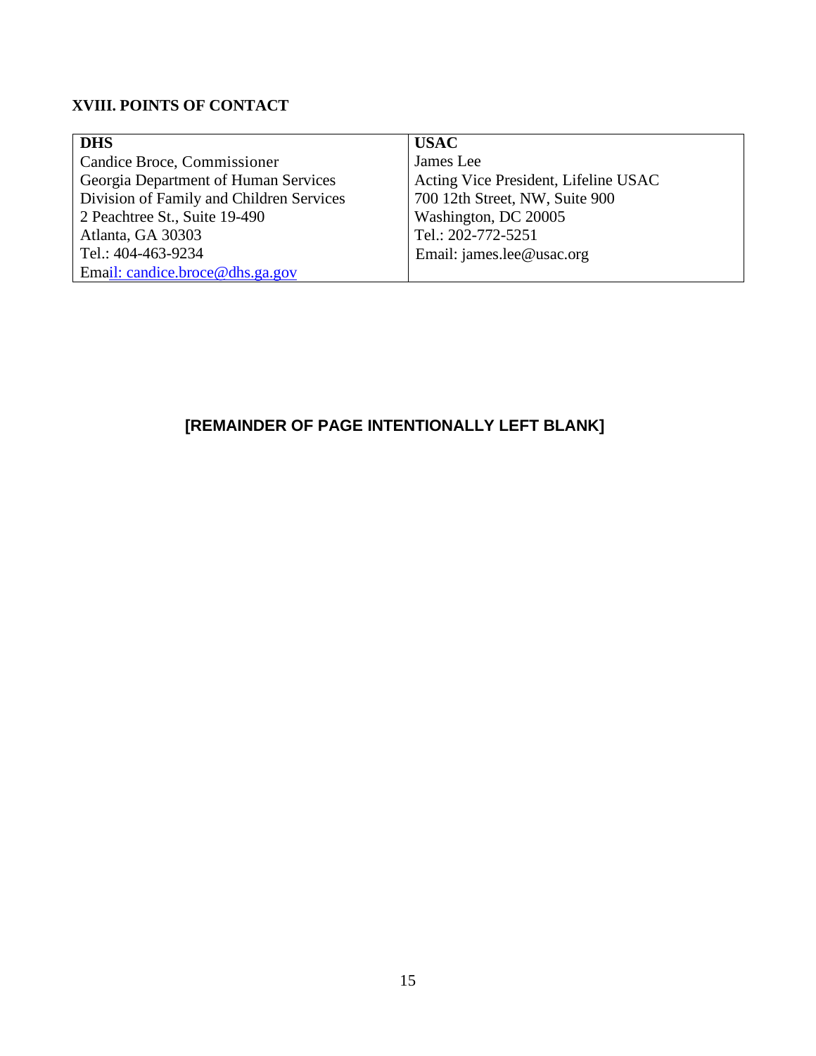## XVIII. POINTS OF CONTACT

| DHS | USAC |
| --- | --- |
| Candice Broce, Commissioner | James Lee |
| Georgia Department of Human Services | Acting Vice President, Lifeline USAC |
| Division of Family and Children Services | 700 12th Street, NW, Suite 900 |
| 2 Peachtree St., Suite 19-490 | Washington, DC 20005 |
| Atlanta, GA 30303 | Tel.: 202-772-5251 |
| Tel.: 404-463-9234 | Email: james.lee@usac.org |
| Email: candice.broce@dhs.ga.gov | |

**[REMAINDER OF PAGE INTENTIONALLY LEFT BLANK]**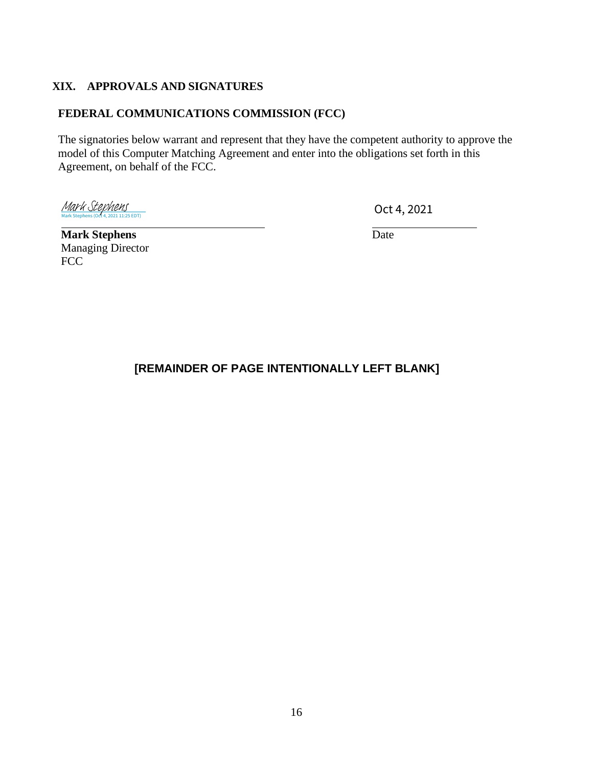## XIX. APPROVALS AND SIGNATURES

### FEDERAL COMMUNICATIONS COMMISSION (FCC)

The signatories below warrant and represent that they have the competent authority to approve the model of this Computer Matching Agreement and enter into the obligations set forth in this Agreement, on behalf of the FCC.

Mark Stephens
Mark Stephens (Oct 4, 2021 11:25 EDT)

**Mark Stephens**
Managing Director
FCC

Oct 4, 2021
Date

**[REMAINDER OF PAGE INTENTIONALLY LEFT BLANK]**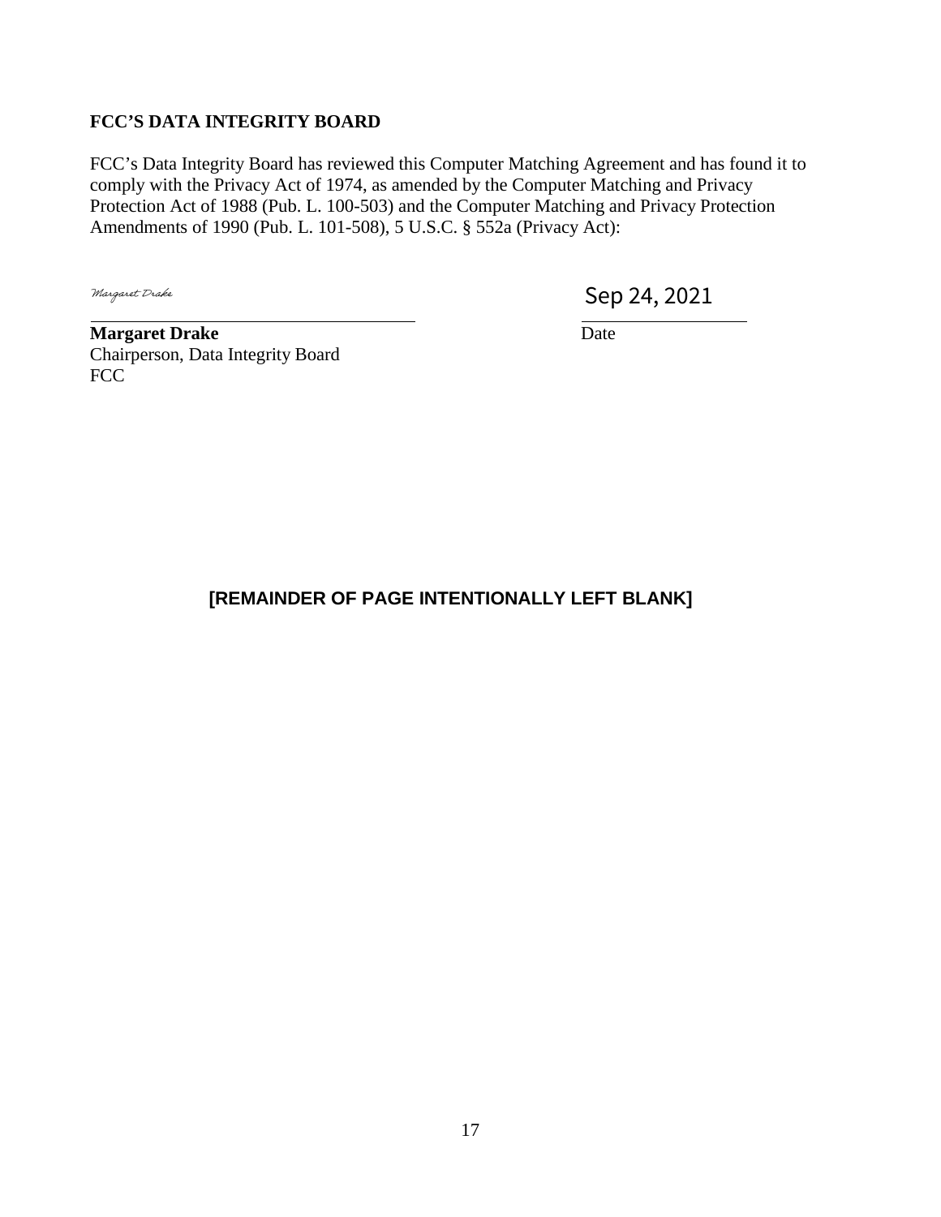**FCC'S DATA INTEGRITY BOARD**

FCC's Data Integrity Board has reviewed this Computer Matching Agreement and has found it to comply with the Privacy Act of 1974, as amended by the Computer Matching and Privacy Protection Act of 1988 (Pub. L. 100-503) and the Computer Matching and Privacy Protection Amendments of 1990 (Pub. L. 101-508), 5 U.S.C. § 552a (Privacy Act):

Margaret Drake

Sep 24, 2021

**Margaret Drake**
Chairperson, Data Integrity Board
FCC

Date

**[REMAINDER OF PAGE INTENTIONALLY LEFT BLANK]**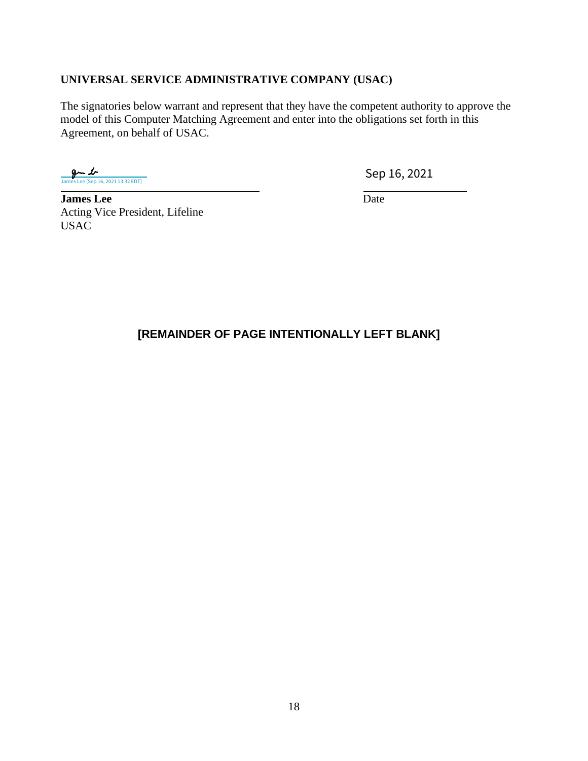**UNIVERSAL SERVICE ADMINISTRATIVE COMPANY (USAC)**

The signatories below warrant and represent that they have the competent authority to approve the model of this Computer Matching Agreement and enter into the obligations set forth in this Agreement, on behalf of USAC.

James Lee (Sep 16, 2021 13:32 EDT)

**James Lee**
Acting Vice President, Lifeline
USAC

Sep 16, 2021
Date

**[REMAINDER OF PAGE INTENTIONALLY LEFT BLANK]**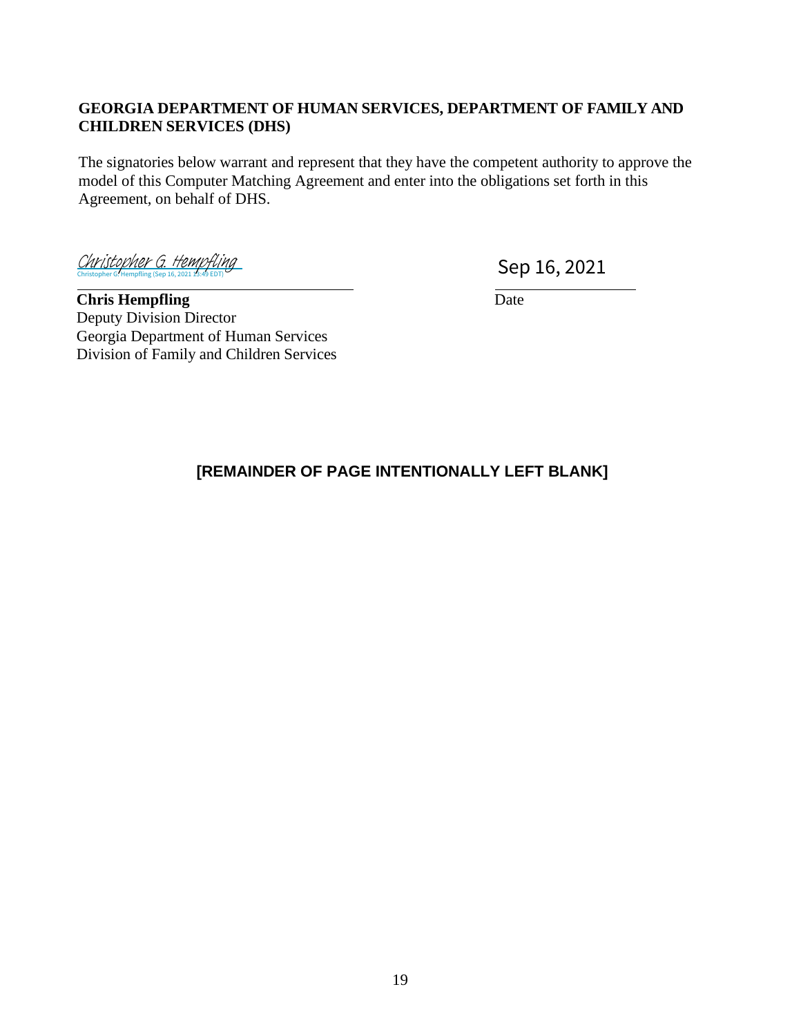**GEORGIA DEPARTMENT OF HUMAN SERVICES, DEPARTMENT OF FAMILY AND CHILDREN SERVICES (DHS)**

The signatories below warrant and represent that they have the competent authority to approve the model of this Computer Matching Agreement and enter into the obligations set forth in this Agreement, on behalf of DHS.

Christopher G. Hempfling
Christopher G. Hempfling (Sep 16, 2021 13:49 EDT)

Sep 16, 2021

**Chris Hempfling**
Deputy Division Director
Georgia Department of Human Services
Division of Family and Children Services

Date

**[REMAINDER OF PAGE INTENTIONALLY LEFT BLANK]**